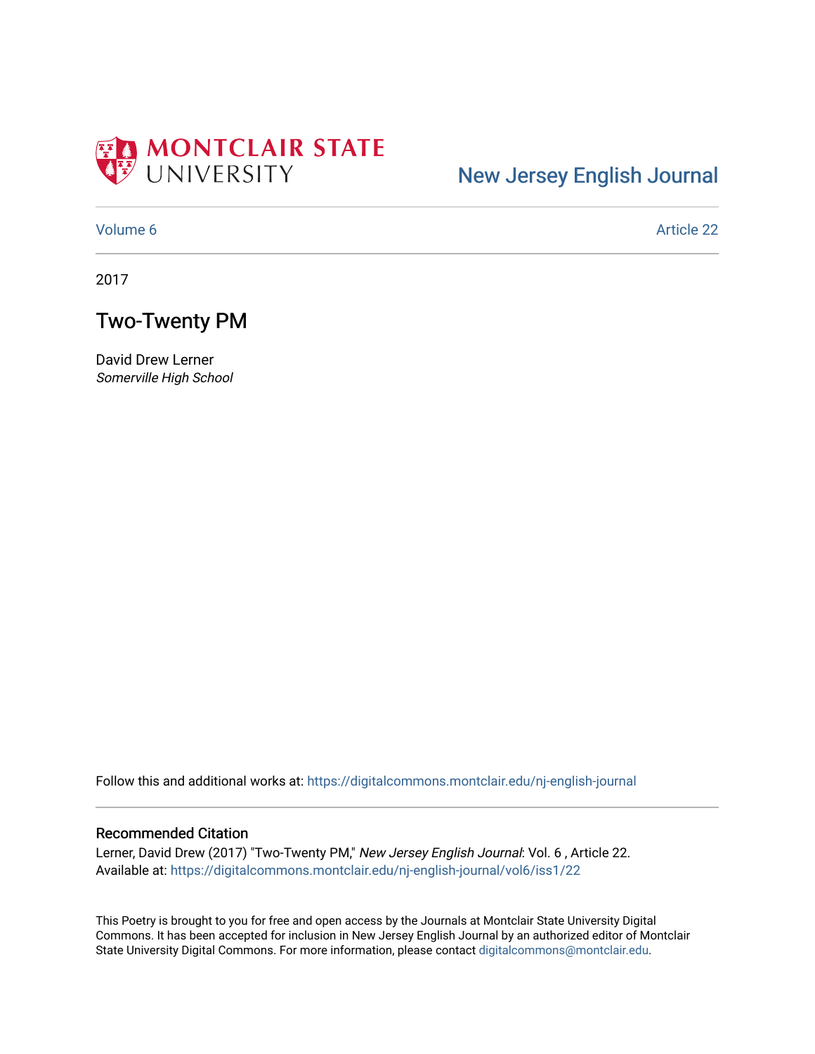MONTCLAIR STATE UNIVERSITY

New Jersey English Journal

Volume 6 | Article 22

2017

# Two-Twenty PM

David Drew Lerner
*Somerville High School*

Follow this and additional works at: https://digitalcommons.montclair.edu/nj-english-journal

## Recommended Citation

Lerner, David Drew (2017) "Two-Twenty PM," *New Jersey English Journal*: Vol. 6 , Article 22.
Available at: https://digitalcommons.montclair.edu/nj-english-journal/vol6/iss1/22

This Poetry is brought to you for free and open access by the Journals at Montclair State University Digital Commons. It has been accepted for inclusion in New Jersey English Journal by an authorized editor of Montclair State University Digital Commons. For more information, please contact digitalcommons@montclair.edu.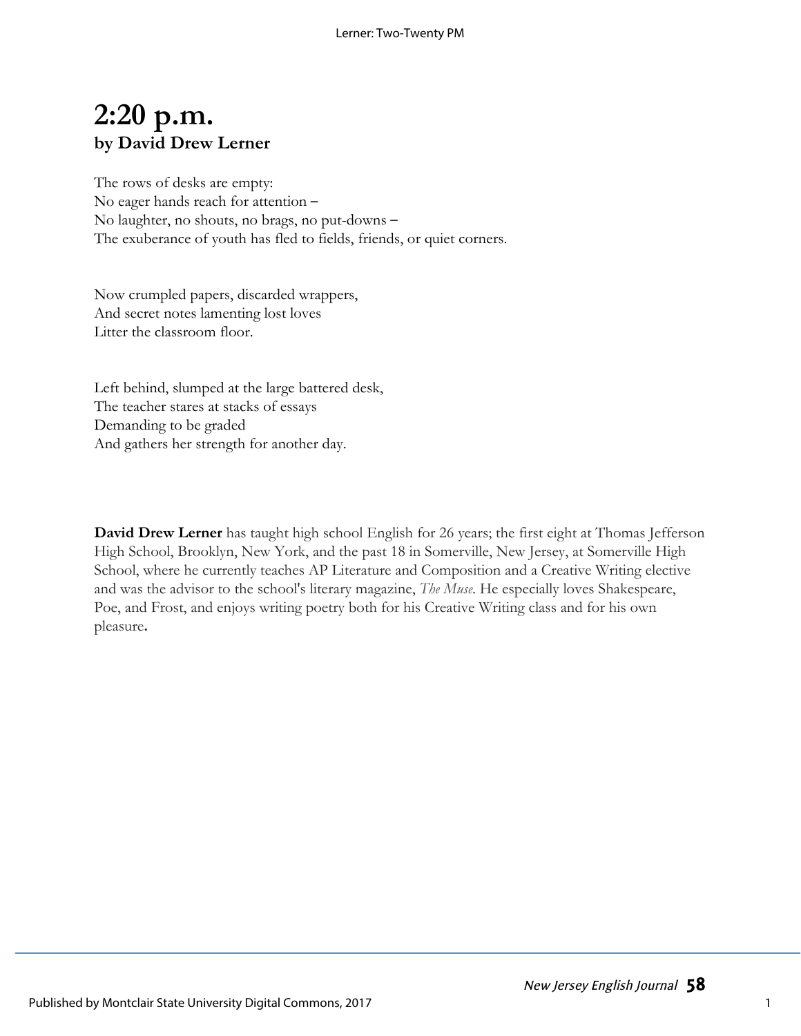# 2:20 p.m.

**by David Drew Lerner**

The rows of desks are empty:  
No eager hands reach for attention –  
No laughter, no shouts, no brags, no put-downs –  
The exuberance of youth has fled to fields, friends, or quiet corners.

Now crumpled papers, discarded wrappers,  
And secret notes lamenting lost loves  
Litter the classroom floor.

Left behind, slumped at the large battered desk,  
The teacher stares at stacks of essays  
Demanding to be graded  
And gathers her strength for another day.

**David Drew Lerner** has taught high school English for 26 years; the first eight at Thomas Jefferson High School, Brooklyn, New York, and the past 18 in Somerville, New Jersey, at Somerville High School, where he currently teaches AP Literature and Composition and a Creative Writing elective and was the advisor to the school's literary magazine, *The Muse*. He especially loves Shakespeare, Poe, and Frost, and enjoys writing poetry both for his Creative Writing class and for his own pleasure.